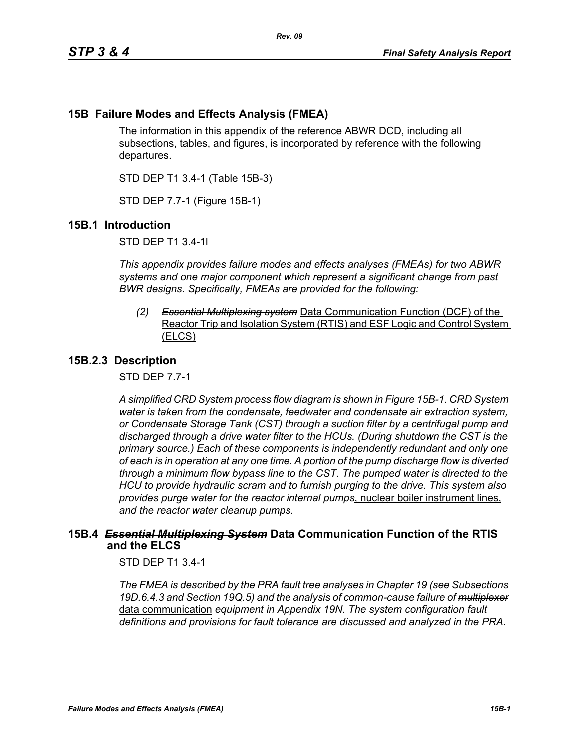## 15B Failure Modes and Effects Analysis (FMEA)

The information in this appendix of the reference ABWR DCD, including all subsections, tables, and figures, is incorporated by reference with the following departures.

STD DEP T1 3.4-1 (Table 15B-3)

STD DEP 7.7-1 (Figure 15B-1)

## 15B.1 Introduction

STD DEP T1 3.4-1l

*This appendix provides failure modes and effects analyses (FMEAs) for two ABWR systems and one major component which represent a significant change from past BWR designs. Specifically, FMEAs are provided for the following:*

> *(2)* ~~*Essential Multiplexing system*~~ Data Communication Function (DCF) of the Reactor Trip and Isolation System (RTIS) and ESF Logic and Control System (ELCS)

## 15B.2.3 Description

STD DEP 7.7-1

*A simplified CRD System process flow diagram is shown in Figure 15B-1. CRD System water is taken from the condensate, feedwater and condensate air extraction system, or Condensate Storage Tank (CST) through a suction filter by a centrifugal pump and discharged through a drive water filter to the HCUs. (During shutdown the CST is the primary source.) Each of these components is independently redundant and only one of each is in operation at any one time. A portion of the pump discharge flow is diverted through a minimum flow bypass line to the CST. The pumped water is directed to the HCU to provide hydraulic scram and to furnish purging to the drive. This system also provides purge water for the reactor internal pumps*, nuclear boiler instrument lines, *and the reactor water cleanup pumps.*

## 15B.4 ~~*Essential Multiplexing System*~~ Data Communication Function of the RTIS and the ELCS

STD DEP T1 3.4-1

*The FMEA is described by the PRA fault tree analyses in Chapter 19 (see Subsections 19D.6.4.3 and Section 19Q.5) and the analysis of common-cause failure of* ~~*multiplexor*~~ data communication *equipment in Appendix 19N. The system configuration fault definitions and provisions for fault tolerance are discussed and analyzed in the PRA.*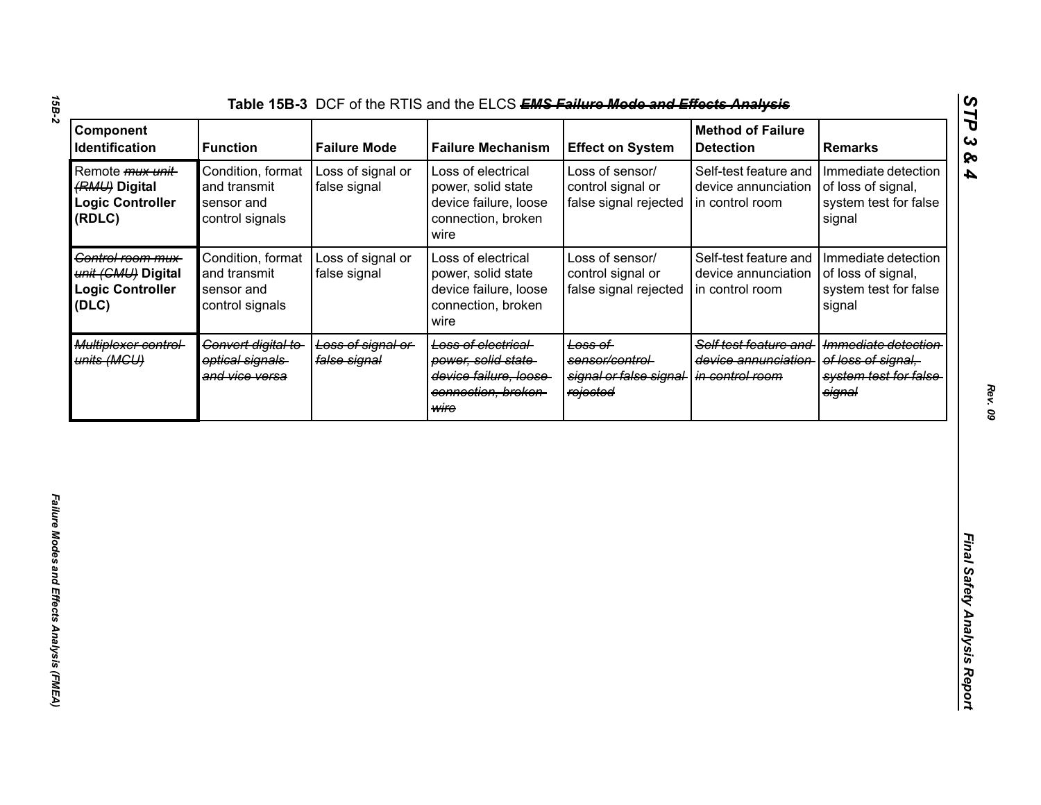**Table 15B-3** DCF of the RTIS and the ELCS ~~***EMS Failure Mode and Effects Analysis***~~

| Component Identification | Function | Failure Mode | Failure Mechanism | Effect on System | Method of Failure Detection | Remarks |
|---|---|---|---|---|---|---|
| Remote ~~*mux unit (RMU)*~~ **Digital Logic Controller (RDLC)** | Condition, format and transmit sensor and control signals | Loss of signal or false signal | Loss of electrical power, solid state device failure, loose connection, broken wire | Loss of sensor/ control signal or false signal rejected | Self-test feature and device annunciation in control room | Immediate detection of loss of signal, system test for false signal |
| ~~*Control room mux unit (CMU)*~~ **Digital Logic Controller (DLC)** | Condition, format and transmit sensor and control signals | Loss of signal or false signal | Loss of electrical power, solid state device failure, loose connection, broken wire | Loss of sensor/ control signal or false signal rejected | Self-test feature and device annunciation in control room | Immediate detection of loss of signal, system test for false signal |
| ~~*Multiplexer control units (MCU)*~~ | ~~*Convert digital to optical signals and vice versa*~~ | ~~*Loss of signal or false signal*~~ | ~~*Loss of electrical power, solid state device failure, loose connection, broken wire*~~ | ~~*Loss of sensor/control signal or false signal rejected*~~ | ~~*Self test feature and device annunciation in control room*~~ | ~~*Immediate detection of loss of signal, system test for false signal*~~ |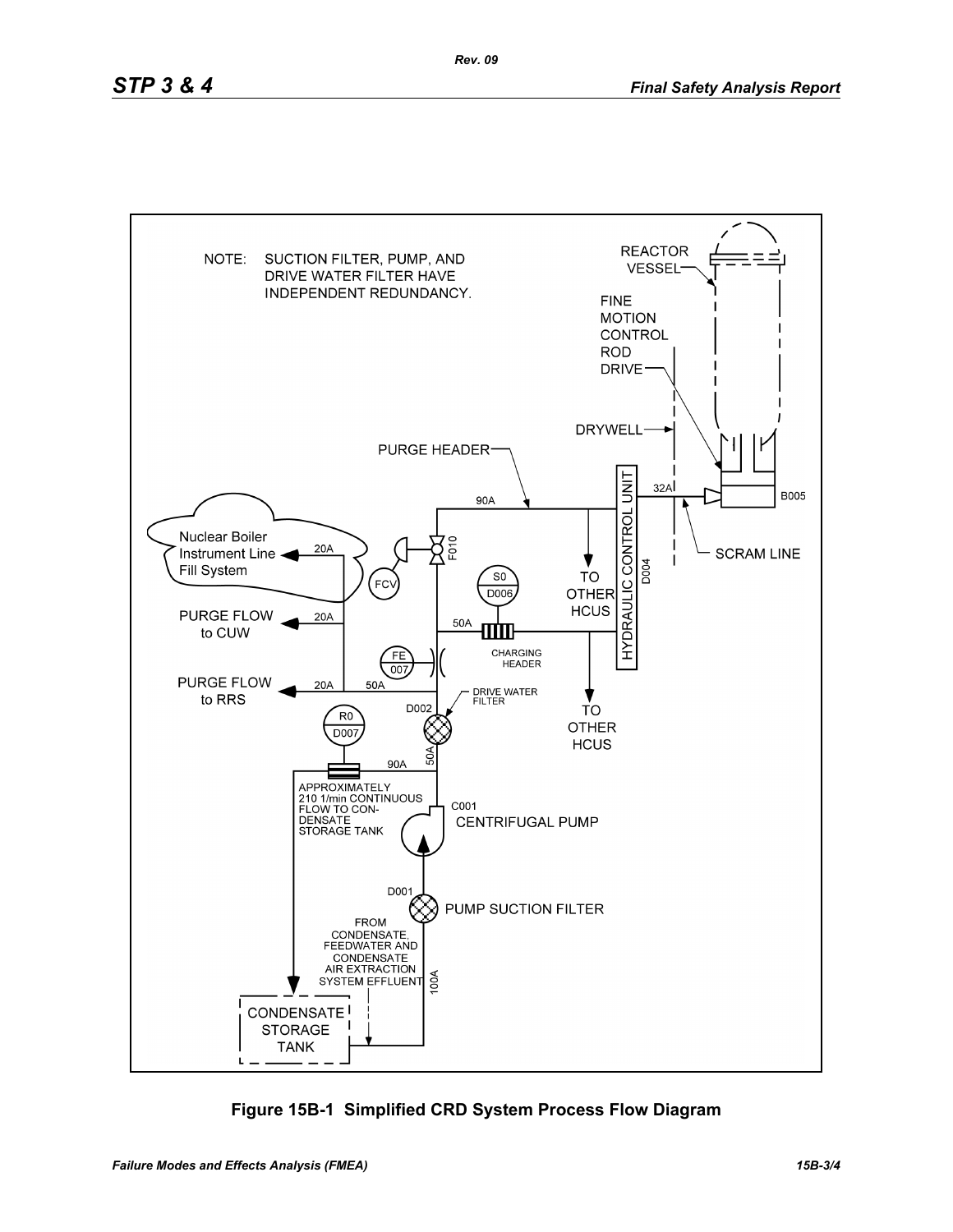NOTE: SUCTION FILTER, PUMP, AND DRIVE WATER FILTER HAVE INDEPENDENT REDUNDANCY.

REACTOR VESSEL

FINE MOTION CONTROL ROD DRIVE

DRYWELL

PURGE HEADER

90A

HYDRAULIC CONTROL UNIT

D004

32A

B005

SCRAM LINE

Nuclear Boiler Instrument Line Fill System

20A

F010

FCV

S0

D006

TO OTHER HCUS

PURGE FLOW to CUW

20A

50A

CHARGING HEADER

FE

007

PURGE FLOW to RRS

20A

50A

D002

DRIVE WATER FILTER

TO OTHER HCUS

R0

D007

90A

50A

APPROXIMATELY 210 1/min CONTINUOUS FLOW TO CONDENSATE STORAGE TANK

C001

CENTRIFUGAL PUMP

D001

PUMP SUCTION FILTER

FROM CONDENSATE, FEEDWATER AND CONDENSATE AIR EXTRACTION SYSTEM EFFLUENT

100A

CONDENSATE STORAGE TANK

**Figure 15B-1 Simplified CRD System Process Flow Diagram**